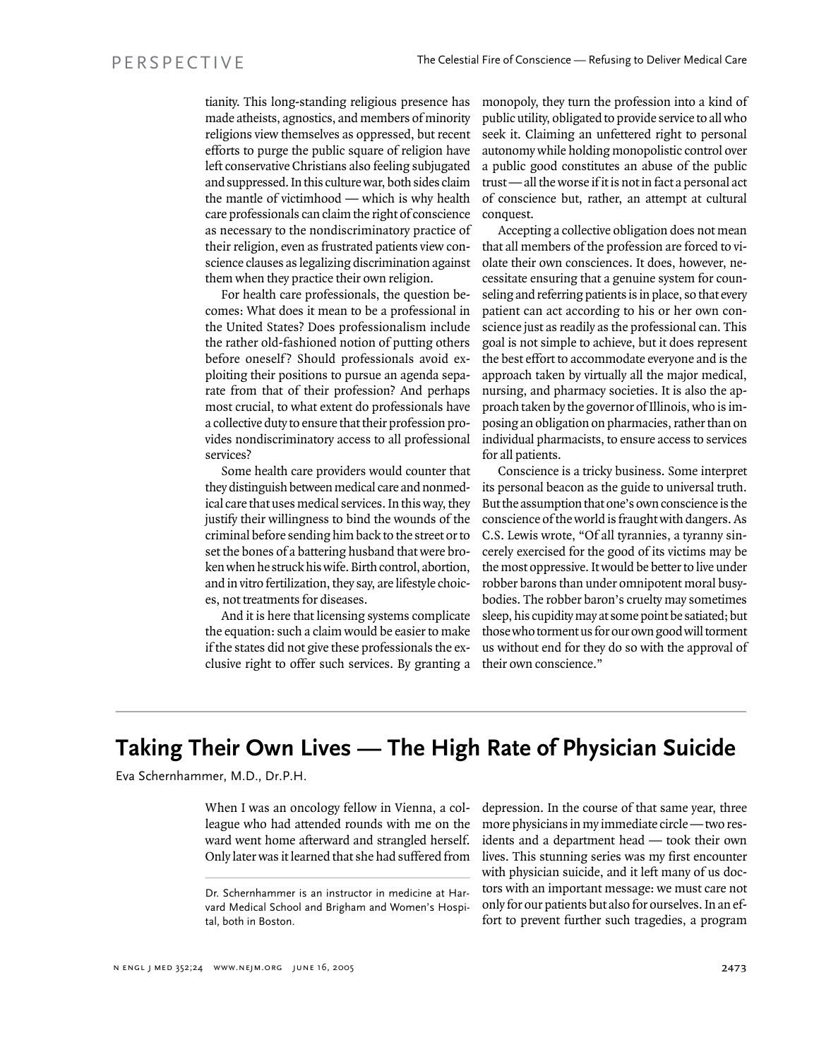tianity. This long-standing religious presence has made atheists, agnostics, and members of minority religions view themselves as oppressed, but recent efforts to purge the public square of religion have left conservative Christians also feeling subjugated and suppressed. In this culture war, both sides claim the mantle of victimhood — which is why health care professionals can claim the right of conscience as necessary to the nondiscriminatory practice of their religion, even as frustrated patients view conscience clauses as legalizing discrimination against them when they practice their own religion.

For health care professionals, the question becomes: What does it mean to be a professional in the United States? Does professionalism include the rather old-fashioned notion of putting others before oneself? Should professionals avoid exploiting their positions to pursue an agenda separate from that of their profession? And perhaps most crucial, to what extent do professionals have a collective duty to ensure that their profession provides nondiscriminatory access to all professional services?

Some health care providers would counter that they distinguish between medical care and nonmedical care that uses medical services. In this way, they justify their willingness to bind the wounds of the criminal before sending him back to the street or to set the bones of a battering husband that were broken when he struck his wife. Birth control, abortion, and in vitro fertilization, they say, are lifestyle choices, not treatments for diseases.

And it is here that licensing systems complicate the equation: such a claim would be easier to make if the states did not give these professionals the exclusive right to offer such services. By granting a monopoly, they turn the profession into a kind of public utility, obligated to provide service to all who seek it. Claiming an unfettered right to personal autonomy while holding monopolistic control over a public good constitutes an abuse of the public trust — all the worse if it is not in fact a personal act of conscience but, rather, an attempt at cultural conquest.

Accepting a collective obligation does not mean that all members of the profession are forced to violate their own consciences. It does, however, necessitate ensuring that a genuine system for counseling and referring patients is in place, so that every patient can act according to his or her own conscience just as readily as the professional can. This goal is not simple to achieve, but it does represent the best effort to accommodate everyone and is the approach taken by virtually all the major medical, nursing, and pharmacy societies. It is also the approach taken by the governor of Illinois, who is imposing an obligation on pharmacies, rather than on individual pharmacists, to ensure access to services for all patients.

Conscience is a tricky business. Some interpret its personal beacon as the guide to universal truth. But the assumption that one's own conscience is the conscience of the world is fraught with dangers. As C.S. Lewis wrote, "Of all tyrannies, a tyranny sincerely exercised for the good of its victims may be the most oppressive. It would be better to live under robber barons than under omnipotent moral busybodies. The robber baron's cruelty may sometimes sleep, his cupidity may at some point be satiated; but those who torment us for our own good will torment us without end for they do so with the approval of their own conscience."

---

# Taking Their Own Lives — The High Rate of Physician Suicide

Eva Schernhammer, M.D., Dr.P.H.

When I was an oncology fellow in Vienna, a colleague who had attended rounds with me on the ward went home afterward and strangled herself. Only later was it learned that she had suffered from depression. In the course of that same year, three more physicians in my immediate circle — two residents and a department head — took their own lives. This stunning series was my first encounter with physician suicide, and it left many of us doctors with an important message: we must care not only for our patients but also for ourselves. In an effort to prevent further such tragedies, a program

Dr. Schernhammer is an instructor in medicine at Harvard Medical School and Brigham and Women's Hospital, both in Boston.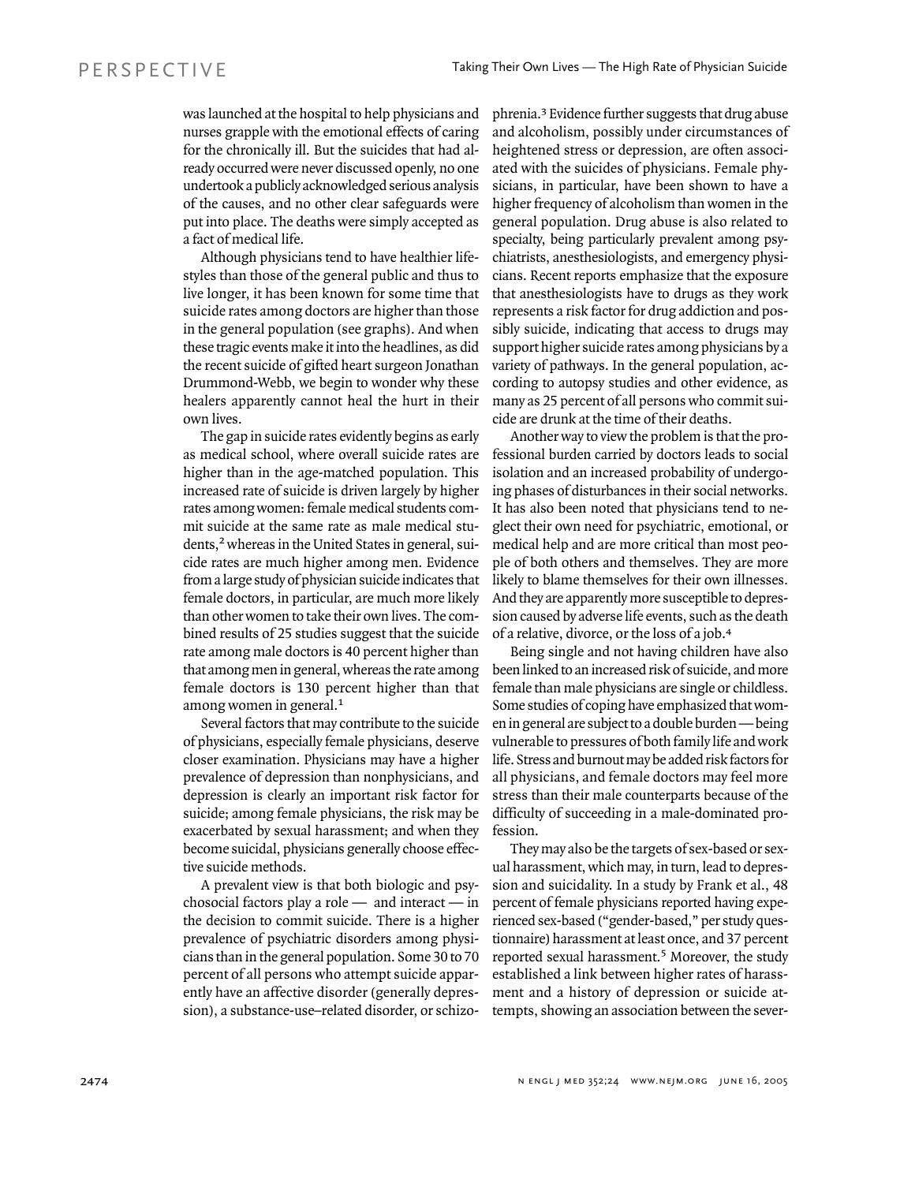was launched at the hospital to help physicians and nurses grapple with the emotional effects of caring for the chronically ill. But the suicides that had already occurred were never discussed openly, no one undertook a publicly acknowledged serious analysis of the causes, and no other clear safeguards were put into place. The deaths were simply accepted as a fact of medical life.

Although physicians tend to have healthier lifestyles than those of the general public and thus to live longer, it has been known for some time that suicide rates among doctors are higher than those in the general population (see graphs). And when these tragic events make it into the headlines, as did the recent suicide of gifted heart surgeon Jonathan Drummond-Webb, we begin to wonder why these healers apparently cannot heal the hurt in their own lives.

The gap in suicide rates evidently begins as early as medical school, where overall suicide rates are higher than in the age-matched population. This increased rate of suicide is driven largely by higher rates among women: female medical students commit suicide at the same rate as male medical students,[2] whereas in the United States in general, suicide rates are much higher among men. Evidence from a large study of physician suicide indicates that female doctors, in particular, are much more likely than other women to take their own lives. The combined results of 25 studies suggest that the suicide rate among male doctors is 40 percent higher than that among men in general, whereas the rate among female doctors is 130 percent higher than that among women in general.[1]

Several factors that may contribute to the suicide of physicians, especially female physicians, deserve closer examination. Physicians may have a higher prevalence of depression than nonphysicians, and depression is clearly an important risk factor for suicide; among female physicians, the risk may be exacerbated by sexual harassment; and when they become suicidal, physicians generally choose effective suicide methods.

A prevalent view is that both biologic and psychosocial factors play a role — and interact — in the decision to commit suicide. There is a higher prevalence of psychiatric disorders among physicians than in the general population. Some 30 to 70 percent of all persons who attempt suicide apparently have an affective disorder (generally depression), a substance-use–related disorder, or schizophrenia.[3] Evidence further suggests that drug abuse and alcoholism, possibly under circumstances of heightened stress or depression, are often associated with the suicides of physicians. Female physicians, in particular, have been shown to have a higher frequency of alcoholism than women in the general population. Drug abuse is also related to specialty, being particularly prevalent among psychiatrists, anesthesiologists, and emergency physicians. Recent reports emphasize that the exposure that anesthesiologists have to drugs as they work represents a risk factor for drug addiction and possibly suicide, indicating that access to drugs may support higher suicide rates among physicians by a variety of pathways. In the general population, according to autopsy studies and other evidence, as many as 25 percent of all persons who commit suicide are drunk at the time of their deaths.

Another way to view the problem is that the professional burden carried by doctors leads to social isolation and an increased probability of undergoing phases of disturbances in their social networks. It has also been noted that physicians tend to neglect their own need for psychiatric, emotional, or medical help and are more critical than most people of both others and themselves. They are more likely to blame themselves for their own illnesses. And they are apparently more susceptible to depression caused by adverse life events, such as the death of a relative, divorce, or the loss of a job.[4]

Being single and not having children have also been linked to an increased risk of suicide, and more female than male physicians are single or childless. Some studies of coping have emphasized that women in general are subject to a double burden — being vulnerable to pressures of both family life and work life. Stress and burnout may be added risk factors for all physicians, and female doctors may feel more stress than their male counterparts because of the difficulty of succeeding in a male-dominated profession.

They may also be the targets of sex-based or sexual harassment, which may, in turn, lead to depression and suicidality. In a study by Frank et al., 48 percent of female physicians reported having experienced sex-based ("gender-based," per study questionnaire) harassment at least once, and 37 percent reported sexual harassment.[5] Moreover, the study established a link between higher rates of harassment and a history of depression or suicide attempts, showing an association between the sever-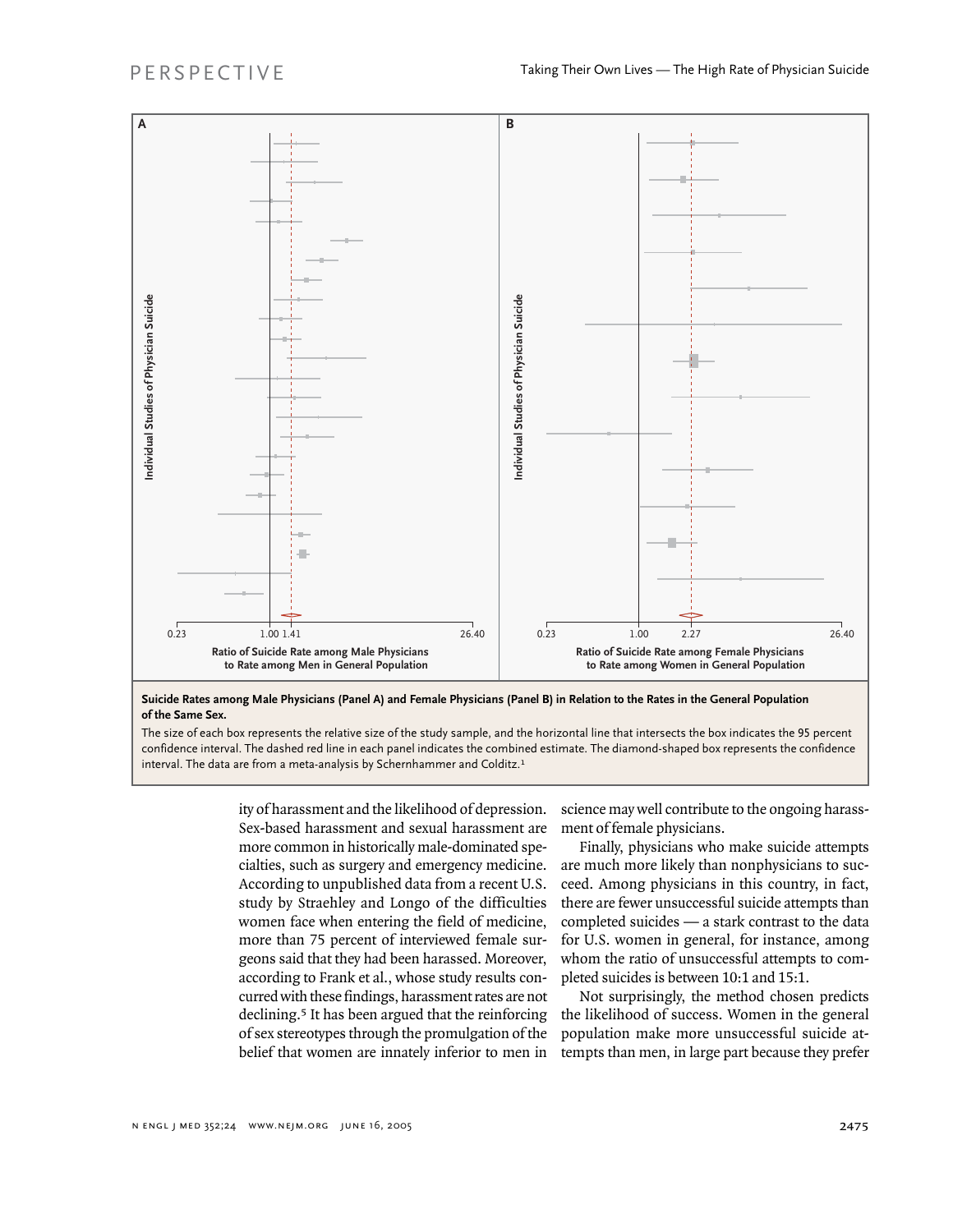A

B

Individual Studies of Physician Suicide

0.23 1.00 1.41 26.40

Ratio of Suicide Rate among Male Physicians to Rate among Men in General Population

Individual Studies of Physician Suicide

0.23 1.00 2.27 26.40

Ratio of Suicide Rate among Female Physicians to Rate among Women in General Population

**Suicide Rates among Male Physicians (Panel A) and Female Physicians (Panel B) in Relation to the Rates in the General Population of the Same Sex.**

The size of each box represents the relative size of the study sample, and the horizontal line that intersects the box indicates the 95 percent confidence interval. The dashed red line in each panel indicates the combined estimate. The diamond-shaped box represents the confidence interval. The data are from a meta-analysis by Schernhammer and Colditz.[1]

ity of harassment and the likelihood of depression. Sex-based harassment and sexual harassment are more common in historically male-dominated specialties, such as surgery and emergency medicine. According to unpublished data from a recent U.S. study by Straehley and Longo of the difficulties women face when entering the field of medicine, more than 75 percent of interviewed female surgeons said that they had been harassed. Moreover, according to Frank et al., whose study results concurred with these findings, harassment rates are not declining.[5] It has been argued that the reinforcing of sex stereotypes through the promulgation of the belief that women are innately inferior to men in science may well contribute to the ongoing harassment of female physicians.

Finally, physicians who make suicide attempts are much more likely than nonphysicians to succeed. Among physicians in this country, in fact, there are fewer unsuccessful suicide attempts than completed suicides — a stark contrast to the data for U.S. women in general, for instance, among whom the ratio of unsuccessful attempts to completed suicides is between 10:1 and 15:1.

Not surprisingly, the method chosen predicts the likelihood of success. Women in the general population make more unsuccessful suicide attempts than men, in large part because they prefer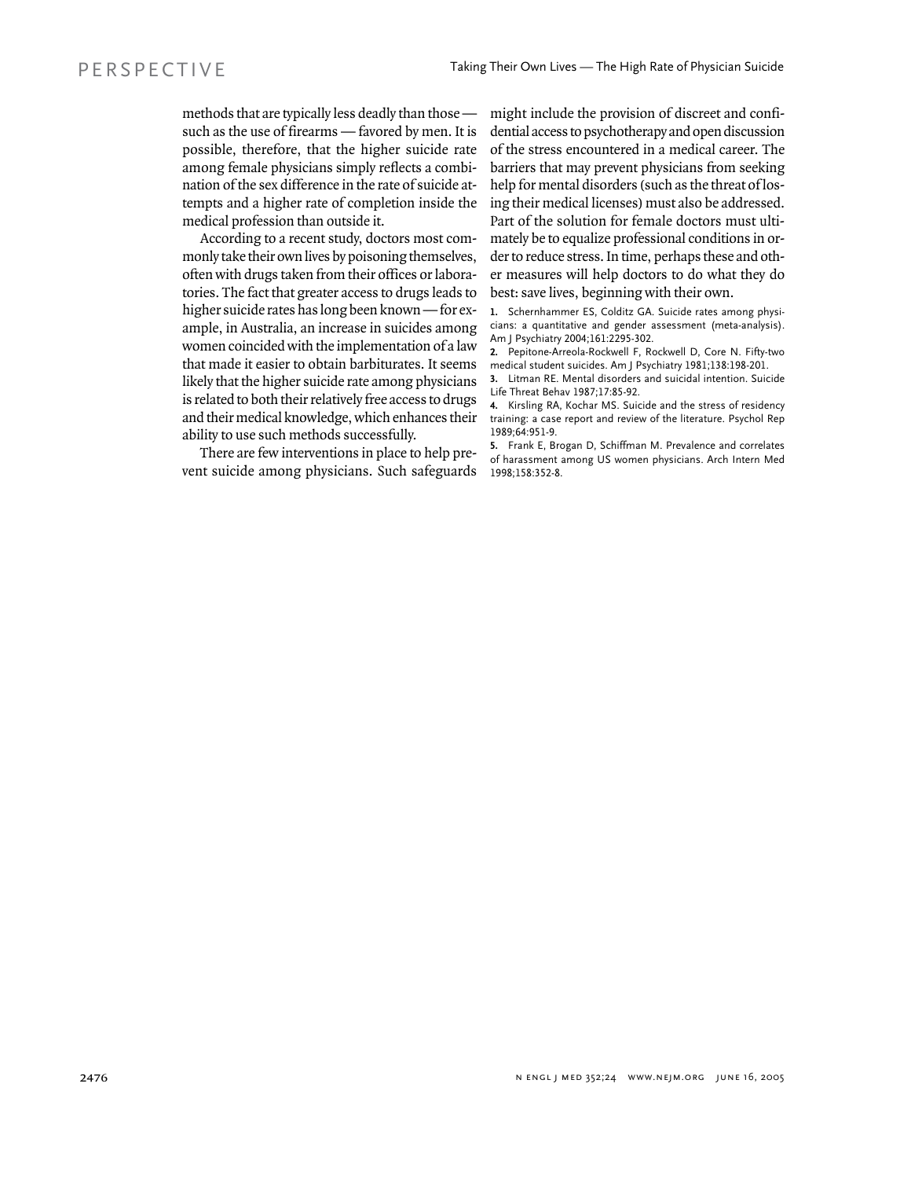methods that are typically less deadly than those — such as the use of firearms — favored by men. It is possible, therefore, that the higher suicide rate among female physicians simply reflects a combination of the sex difference in the rate of suicide attempts and a higher rate of completion inside the medical profession than outside it.

According to a recent study, doctors most commonly take their own lives by poisoning themselves, often with drugs taken from their offices or laboratories. The fact that greater access to drugs leads to higher suicide rates has long been known — for example, in Australia, an increase in suicides among women coincided with the implementation of a law that made it easier to obtain barbiturates. It seems likely that the higher suicide rate among physicians is related to both their relatively free access to drugs and their medical knowledge, which enhances their ability to use such methods successfully.

There are few interventions in place to help prevent suicide among physicians. Such safeguards might include the provision of discreet and confidential access to psychotherapy and open discussion of the stress encountered in a medical career. The barriers that may prevent physicians from seeking help for mental disorders (such as the threat of losing their medical licenses) must also be addressed. Part of the solution for female doctors must ultimately be to equalize professional conditions in order to reduce stress. In time, perhaps these and other measures will help doctors to do what they do best: save lives, beginning with their own.

1. Schernhammer ES, Colditz GA. Suicide rates among physicians: a quantitative and gender assessment (meta-analysis). Am J Psychiatry 2004;161:2295-302.
2. Pepitone-Arreola-Rockwell F, Rockwell D, Core N. Fifty-two medical student suicides. Am J Psychiatry 1981;138:198-201.
3. Litman RE. Mental disorders and suicidal intention. Suicide Life Threat Behav 1987;17:85-92.
4. Kirsling RA, Kochar MS. Suicide and the stress of residency training: a case report and review of the literature. Psychol Rep 1989;64:951-9.
5. Frank E, Brogan D, Schiffman M. Prevalence and correlates of harassment among US women physicians. Arch Intern Med 1998;158:352-8.